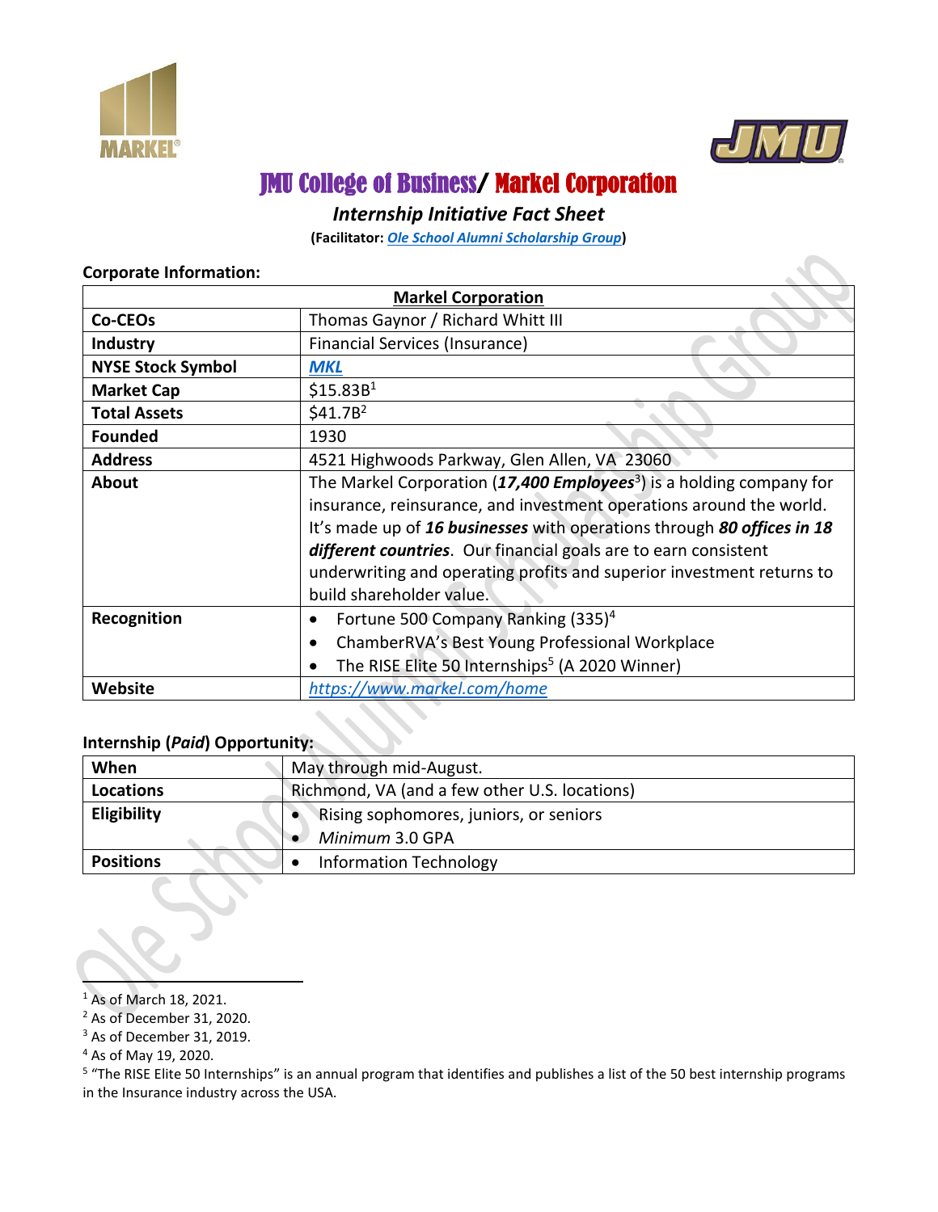# JMU College of Business/ Markel Corporation

## *Internship Initiative Fact Sheet*

**(Facilitator: *Ole School Alumni Scholarship Group*)**

**Corporate Information:**

| **Markel Corporation** | |
|---|---|
| **Co-CEOs** | Thomas Gaynor / Richard Whitt III |
| **Industry** | Financial Services (Insurance) |
| **NYSE Stock Symbol** | ***MKL*** |
| **Market Cap** | $15.83B[1] |
| **Total Assets** | $41.7B[2] |
| **Founded** | 1930 |
| **Address** | 4521 Highwoods Parkway, Glen Allen, VA 23060 |
| **About** | The Markel Corporation (***17,400 Employees***[3]) is a holding company for insurance, reinsurance, and investment operations around the world. It's made up of ***16 businesses*** with operations through ***80 offices in 18 different countries***. Our financial goals are to earn consistent underwriting and operating profits and superior investment returns to build shareholder value. |
| **Recognition** | • Fortune 500 Company Ranking (335)[4]<br>• ChamberRVA's Best Young Professional Workplace<br>• The RISE Elite 50 Internships[5] (A 2020 Winner) |
| **Website** | https://www.markel.com/home |

**Internship (*Paid*) Opportunity:**

| **When** | May through mid-August. |
|---|---|
| **Locations** | Richmond, VA (and a few other U.S. locations) |
| **Eligibility** | • Rising sophomores, juniors, or seniors<br>• *Minimum* 3.0 GPA |
| **Positions** | • Information Technology |

---

[1] As of March 18, 2021.

[2] As of December 31, 2020.

[3] As of December 31, 2019.

[4] As of May 19, 2020.

[5] "The RISE Elite 50 Internships" is an annual program that identifies and publishes a list of the 50 best internship programs in the Insurance industry across the USA.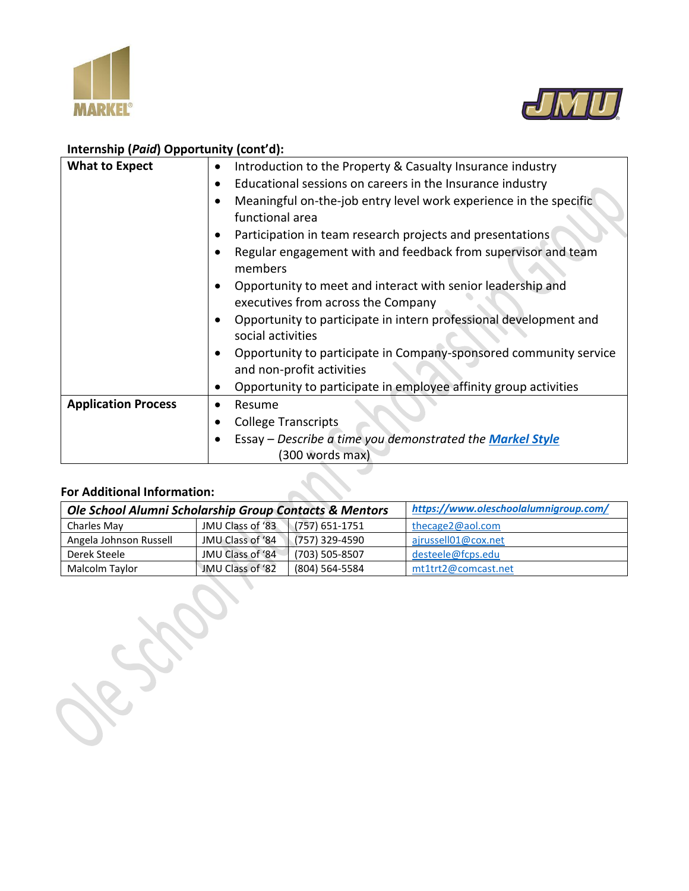**Internship (*Paid*) Opportunity (cont'd):**

| | |
|---|---|
| **What to Expect** | • Introduction to the Property & Casualty Insurance industry<br>• Educational sessions on careers in the Insurance industry<br>• Meaningful on-the-job entry level work experience in the specific functional area<br>• Participation in team research projects and presentations<br>• Regular engagement with and feedback from supervisor and team members<br>• Opportunity to meet and interact with senior leadership and executives from across the Company<br>• Opportunity to participate in intern professional development and social activities<br>• Opportunity to participate in Company-sponsored community service and non-profit activities<br>• Opportunity to participate in employee affinity group activities |
| **Application Process** | • Resume<br>• College Transcripts<br>• Essay – *Describe a time you demonstrated the* ***Markel Style*** (300 words max) |

**For Additional Information:**

| ***Ole School Alumni Scholarship Group Contacts & Mentors*** | | | ***https://www.oleschoolalumnigroup.com/*** |
|---|---|---|---|
| Charles May | JMU Class of '83 | (757) 651-1751 | thecage2@aol.com |
| Angela Johnson Russell | JMU Class of '84 | (757) 329-4590 | ajrussell01@cox.net |
| Derek Steele | JMU Class of '84 | (703) 505-8507 | desteele@fcps.edu |
| Malcolm Taylor | JMU Class of '82 | (804) 564-5584 | mt1trt2@comcast.net |